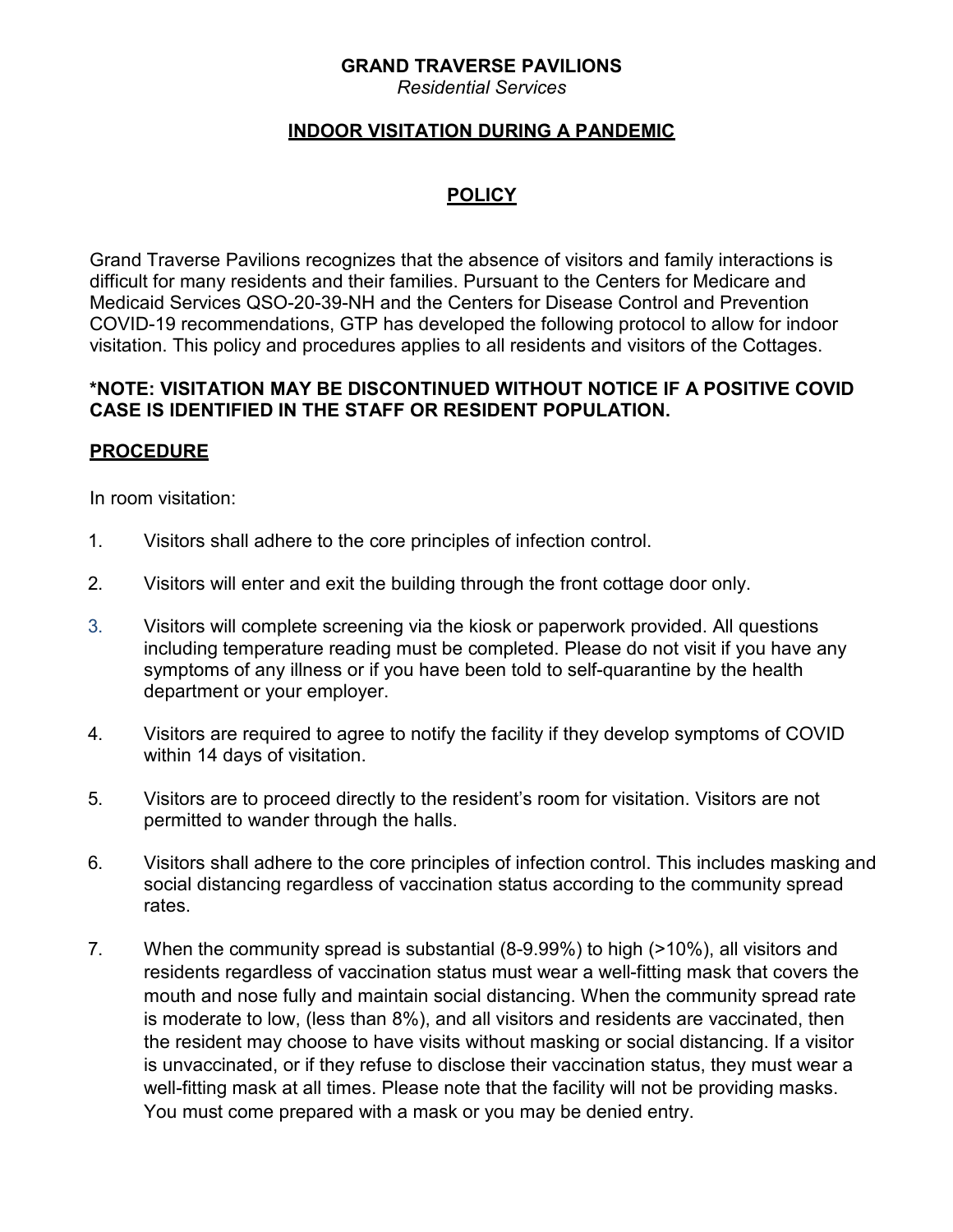# GRAND TRAVERSE PAVILIONS

*Residential Services*

## INDOOR VISITATION DURING A PANDEMIC

## POLICY

Grand Traverse Pavilions recognizes that the absence of visitors and family interactions is difficult for many residents and their families. Pursuant to the Centers for Medicare and Medicaid Services QSO-20-39-NH and the Centers for Disease Control and Prevention COVID-19 recommendations, GTP has developed the following protocol to allow for indoor visitation. This policy and procedures applies to all residents and visitors of the Cottages.

**\*NOTE: VISITATION MAY BE DISCONTINUED WITHOUT NOTICE IF A POSITIVE COVID CASE IS IDENTIFIED IN THE STAFF OR RESIDENT POPULATION.**

## PROCEDURE

In room visitation:

1. Visitors shall adhere to the core principles of infection control.
2. Visitors will enter and exit the building through the front cottage door only.
3. Visitors will complete screening via the kiosk or paperwork provided. All questions including temperature reading must be completed. Please do not visit if you have any symptoms of any illness or if you have been told to self-quarantine by the health department or your employer.
4. Visitors are required to agree to notify the facility if they develop symptoms of COVID within 14 days of visitation.
5. Visitors are to proceed directly to the resident's room for visitation. Visitors are not permitted to wander through the halls.
6. Visitors shall adhere to the core principles of infection control. This includes masking and social distancing regardless of vaccination status according to the community spread rates.
7. When the community spread is substantial (8-9.99%) to high (>10%), all visitors and residents regardless of vaccination status must wear a well-fitting mask that covers the mouth and nose fully and maintain social distancing. When the community spread rate is moderate to low, (less than 8%), and all visitors and residents are vaccinated, then the resident may choose to have visits without masking or social distancing. If a visitor is unvaccinated, or if they refuse to disclose their vaccination status, they must wear a well-fitting mask at all times. Please note that the facility will not be providing masks. You must come prepared with a mask or you may be denied entry.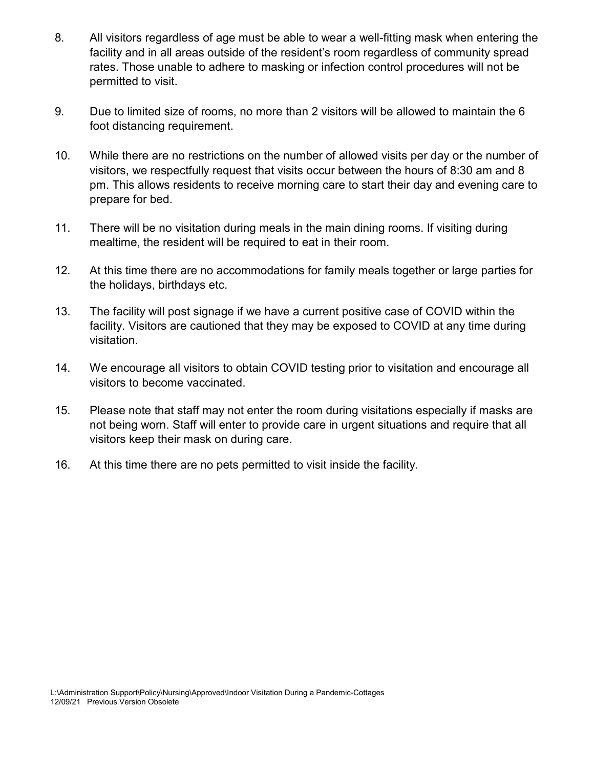8. All visitors regardless of age must be able to wear a well-fitting mask when entering the facility and in all areas outside of the resident's room regardless of community spread rates. Those unable to adhere to masking or infection control procedures will not be permitted to visit.

9. Due to limited size of rooms, no more than 2 visitors will be allowed to maintain the 6 foot distancing requirement.

10. While there are no restrictions on the number of allowed visits per day or the number of visitors, we respectfully request that visits occur between the hours of 8:30 am and 8 pm. This allows residents to receive morning care to start their day and evening care to prepare for bed.

11. There will be no visitation during meals in the main dining rooms. If visiting during mealtime, the resident will be required to eat in their room.

12. At this time there are no accommodations for family meals together or large parties for the holidays, birthdays etc.

13. The facility will post signage if we have a current positive case of COVID within the facility. Visitors are cautioned that they may be exposed to COVID at any time during visitation.

14. We encourage all visitors to obtain COVID testing prior to visitation and encourage all visitors to become vaccinated.

15. Please note that staff may not enter the room during visitations especially if masks are not being worn. Staff will enter to provide care in urgent situations and require that all visitors keep their mask on during care.

16. At this time there are no pets permitted to visit inside the facility.